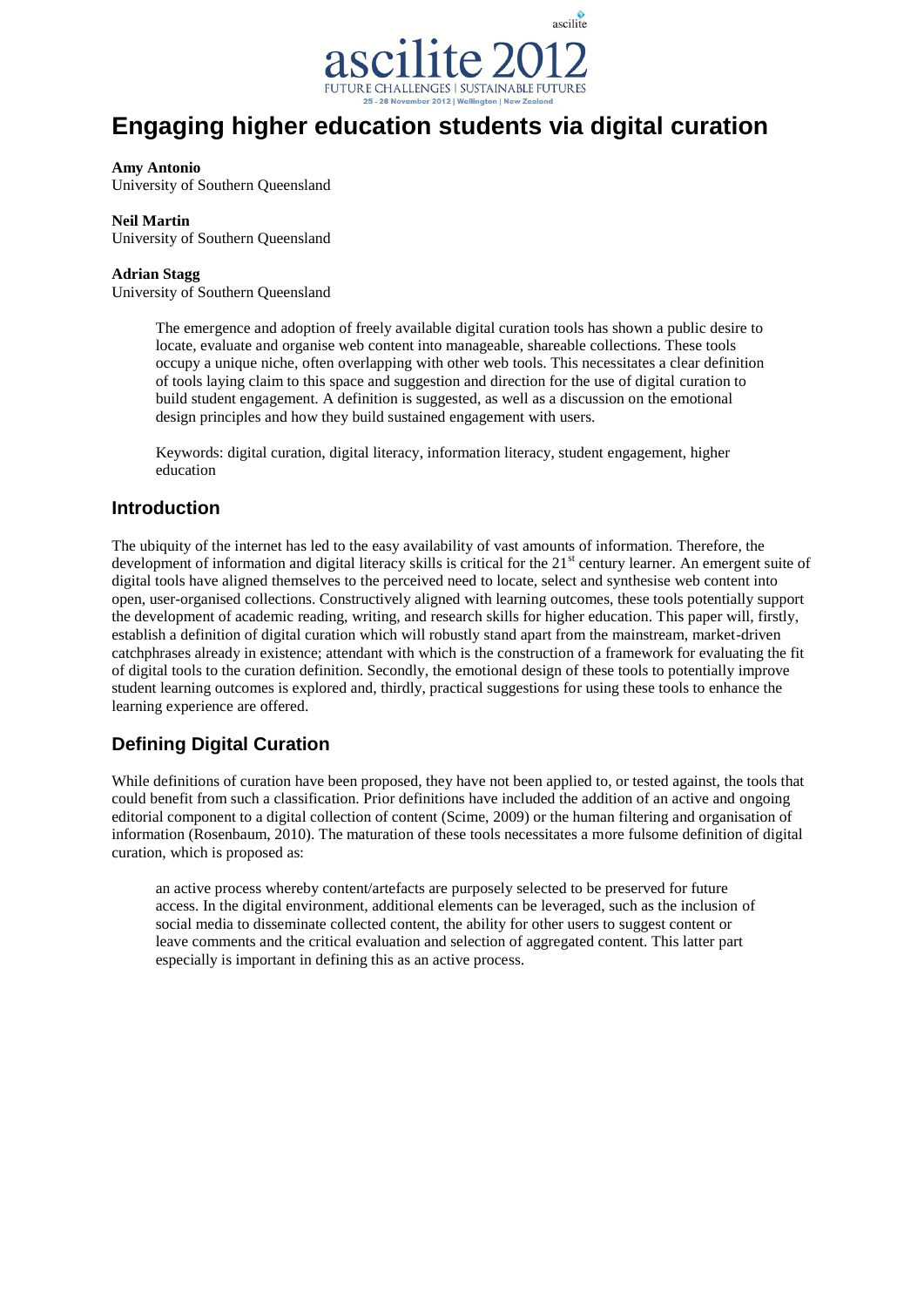# Engaging higher education students via digital curation

**Amy Antonio**
University of Southern Queensland

**Neil Martin**
University of Southern Queensland

**Adrian Stagg**
University of Southern Queensland

> The emergence and adoption of freely available digital curation tools has shown a public desire to locate, evaluate and organise web content into manageable, shareable collections. These tools occupy a unique niche, often overlapping with other web tools. This necessitates a clear definition of tools laying claim to this space and suggestion and direction for the use of digital curation to build student engagement. A definition is suggested, as well as a discussion on the emotional design principles and how they build sustained engagement with users.
>
> Keywords: digital curation, digital literacy, information literacy, student engagement, higher education

## Introduction

The ubiquity of the internet has led to the easy availability of vast amounts of information. Therefore, the development of information and digital literacy skills is critical for the 21st century learner. An emergent suite of digital tools have aligned themselves to the perceived need to locate, select and synthesise web content into open, user-organised collections. Constructively aligned with learning outcomes, these tools potentially support the development of academic reading, writing, and research skills for higher education. This paper will, firstly, establish a definition of digital curation which will robustly stand apart from the mainstream, market-driven catchphrases already in existence; attendant with which is the construction of a framework for evaluating the fit of digital tools to the curation definition. Secondly, the emotional design of these tools to potentially improve student learning outcomes is explored and, thirdly, practical suggestions for using these tools to enhance the learning experience are offered.

## Defining Digital Curation

While definitions of curation have been proposed, they have not been applied to, or tested against, the tools that could benefit from such a classification. Prior definitions have included the addition of an active and ongoing editorial component to a digital collection of content (Scime, 2009) or the human filtering and organisation of information (Rosenbaum, 2010). The maturation of these tools necessitates a more fulsome definition of digital curation, which is proposed as:

> an active process whereby content/artefacts are purposely selected to be preserved for future access. In the digital environment, additional elements can be leveraged, such as the inclusion of social media to disseminate collected content, the ability for other users to suggest content or leave comments and the critical evaluation and selection of aggregated content. This latter part especially is important in defining this as an active process.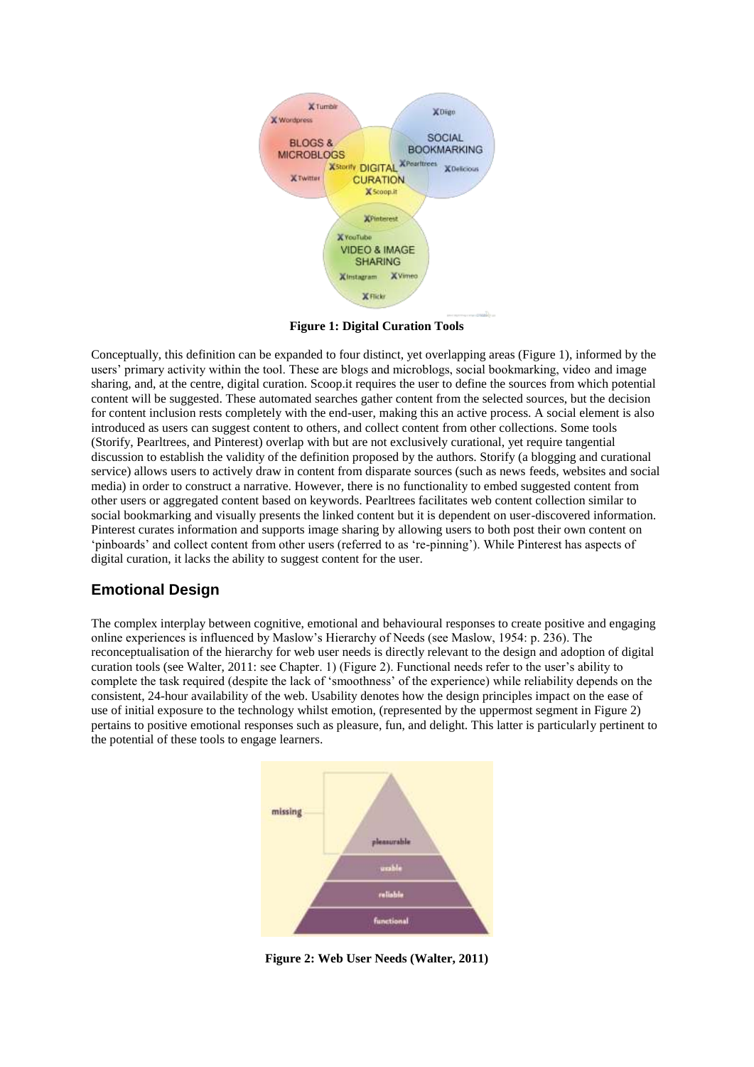**Figure 1: Digital Curation Tools**

Conceptually, this definition can be expanded to four distinct, yet overlapping areas (Figure 1), informed by the users' primary activity within the tool. These are blogs and microblogs, social bookmarking, video and image sharing, and, at the centre, digital curation. Scoop.it requires the user to define the sources from which potential content will be suggested. These automated searches gather content from the selected sources, but the decision for content inclusion rests completely with the end-user, making this an active process. A social element is also introduced as users can suggest content to others, and collect content from other collections. Some tools (Storify, Pearltrees, and Pinterest) overlap with but are not exclusively curational, yet require tangential discussion to establish the validity of the definition proposed by the authors. Storify (a blogging and curational service) allows users to actively draw in content from disparate sources (such as news feeds, websites and social media) in order to construct a narrative. However, there is no functionality to embed suggested content from other users or aggregated content based on keywords. Pearltrees facilitates web content collection similar to social bookmarking and visually presents the linked content but it is dependent on user-discovered information. Pinterest curates information and supports image sharing by allowing users to both post their own content on 'pinboards' and collect content from other users (referred to as 're-pinning'). While Pinterest has aspects of digital curation, it lacks the ability to suggest content for the user.

## Emotional Design

The complex interplay between cognitive, emotional and behavioural responses to create positive and engaging online experiences is influenced by Maslow's Hierarchy of Needs (see Maslow, 1954: p. 236). The reconceptualisation of the hierarchy for web user needs is directly relevant to the design and adoption of digital curation tools (see Walter, 2011: see Chapter. 1) (Figure 2). Functional needs refer to the user's ability to complete the task required (despite the lack of 'smoothness' of the experience) while reliability depends on the consistent, 24-hour availability of the web. Usability denotes how the design principles impact on the ease of use of initial exposure to the technology whilst emotion, (represented by the uppermost segment in Figure 2) pertains to positive emotional responses such as pleasure, fun, and delight. This latter is particularly pertinent to the potential of these tools to engage learners.

**Figure 2: Web User Needs (Walter, 2011)**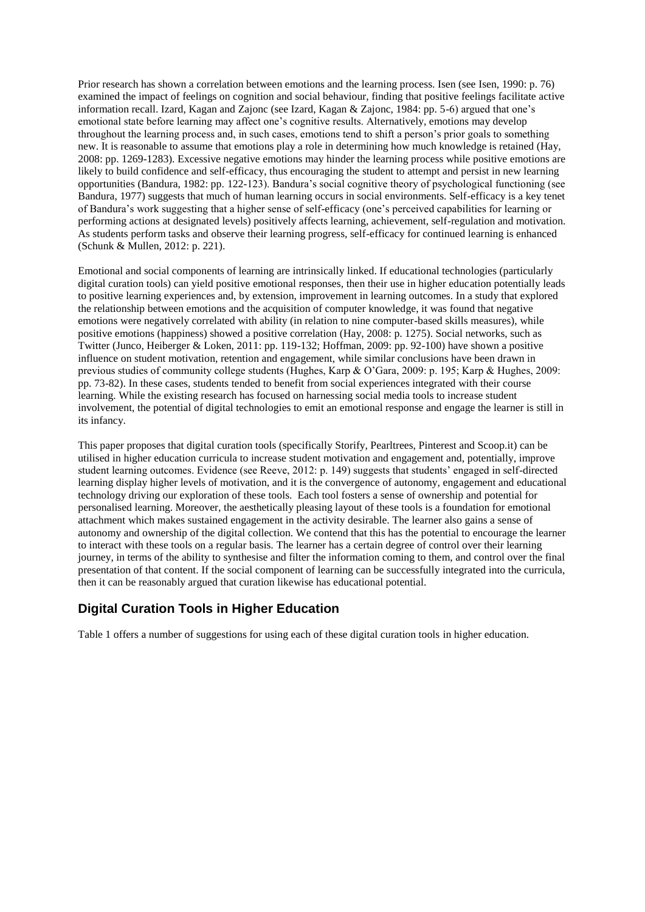Prior research has shown a correlation between emotions and the learning process. Isen (see Isen, 1990: p. 76) examined the impact of feelings on cognition and social behaviour, finding that positive feelings facilitate active information recall. Izard, Kagan and Zajonc (see Izard, Kagan & Zajonc, 1984: pp. 5-6) argued that one's emotional state before learning may affect one's cognitive results. Alternatively, emotions may develop throughout the learning process and, in such cases, emotions tend to shift a person's prior goals to something new. It is reasonable to assume that emotions play a role in determining how much knowledge is retained (Hay, 2008: pp. 1269-1283). Excessive negative emotions may hinder the learning process while positive emotions are likely to build confidence and self-efficacy, thus encouraging the student to attempt and persist in new learning opportunities (Bandura, 1982: pp. 122-123). Bandura's social cognitive theory of psychological functioning (see Bandura, 1977) suggests that much of human learning occurs in social environments. Self-efficacy is a key tenet of Bandura's work suggesting that a higher sense of self-efficacy (one's perceived capabilities for learning or performing actions at designated levels) positively affects learning, achievement, self-regulation and motivation. As students perform tasks and observe their learning progress, self-efficacy for continued learning is enhanced (Schunk & Mullen, 2012: p. 221).

Emotional and social components of learning are intrinsically linked. If educational technologies (particularly digital curation tools) can yield positive emotional responses, then their use in higher education potentially leads to positive learning experiences and, by extension, improvement in learning outcomes. In a study that explored the relationship between emotions and the acquisition of computer knowledge, it was found that negative emotions were negatively correlated with ability (in relation to nine computer-based skills measures), while positive emotions (happiness) showed a positive correlation (Hay, 2008: p. 1275). Social networks, such as Twitter (Junco, Heiberger & Loken, 2011: pp. 119-132; Hoffman, 2009: pp. 92-100) have shown a positive influence on student motivation, retention and engagement, while similar conclusions have been drawn in previous studies of community college students (Hughes, Karp & O'Gara, 2009: p. 195; Karp & Hughes, 2009: pp. 73-82). In these cases, students tended to benefit from social experiences integrated with their course learning. While the existing research has focused on harnessing social media tools to increase student involvement, the potential of digital technologies to emit an emotional response and engage the learner is still in its infancy.

This paper proposes that digital curation tools (specifically Storify, Pearltrees, Pinterest and Scoop.it) can be utilised in higher education curricula to increase student motivation and engagement and, potentially, improve student learning outcomes. Evidence (see Reeve, 2012: p. 149) suggests that students' engaged in self-directed learning display higher levels of motivation, and it is the convergence of autonomy, engagement and educational technology driving our exploration of these tools. Each tool fosters a sense of ownership and potential for personalised learning. Moreover, the aesthetically pleasing layout of these tools is a foundation for emotional attachment which makes sustained engagement in the activity desirable. The learner also gains a sense of autonomy and ownership of the digital collection. We contend that this has the potential to encourage the learner to interact with these tools on a regular basis. The learner has a certain degree of control over their learning journey, in terms of the ability to synthesise and filter the information coming to them, and control over the final presentation of that content. If the social component of learning can be successfully integrated into the curricula, then it can be reasonably argued that curation likewise has educational potential.

## Digital Curation Tools in Higher Education

Table 1 offers a number of suggestions for using each of these digital curation tools in higher education.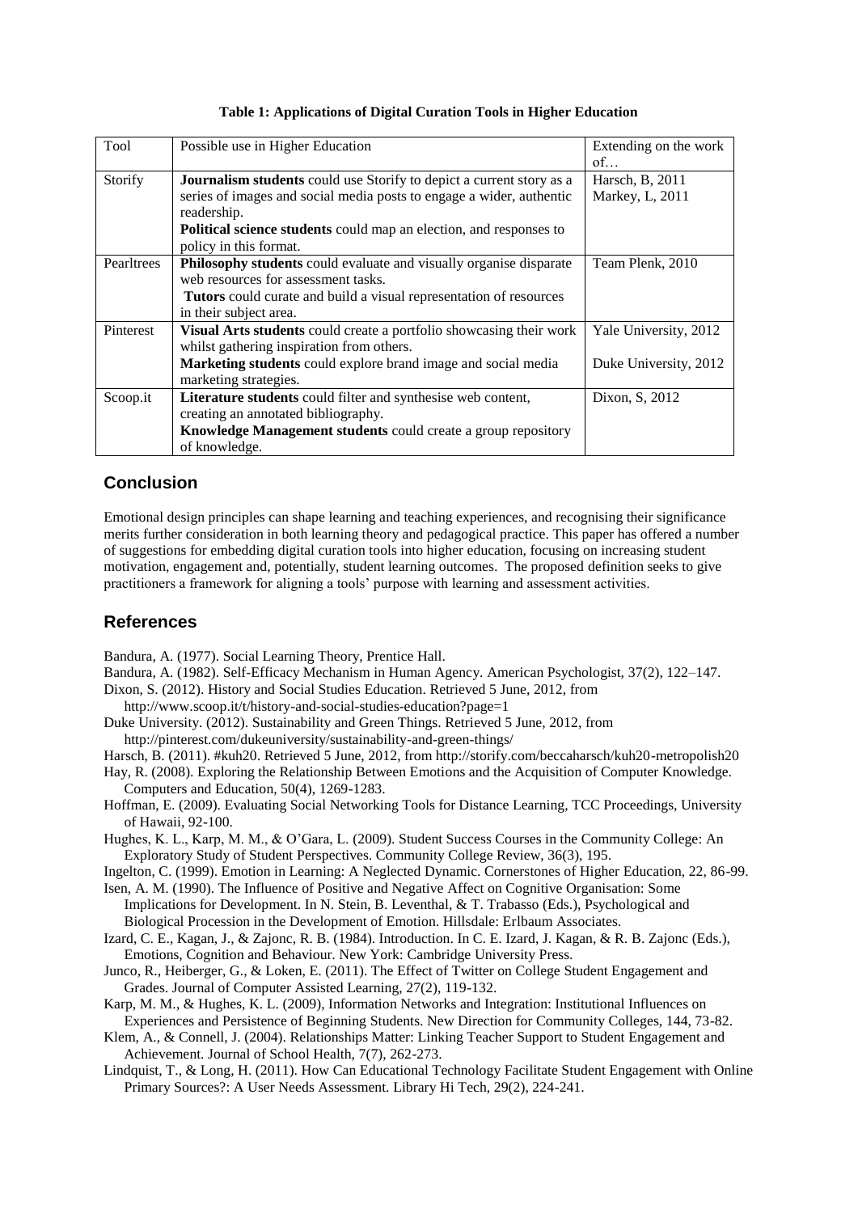**Table 1: Applications of Digital Curation Tools in Higher Education**

| Tool | Possible use in Higher Education | Extending on the work of… |
|---|---|---|
| Storify | **Journalism students** could use Storify to depict a current story as a series of images and social media posts to engage a wider, authentic readership.<br>**Political science students** could map an election, and responses to policy in this format. | Harsch, B, 2011<br>Markey, L, 2011 |
| Pearltrees | **Philosophy students** could evaluate and visually organise disparate web resources for assessment tasks.<br>**Tutors** could curate and build a visual representation of resources in their subject area. | Team Plenk, 2010 |
| Pinterest | **Visual Arts students** could create a portfolio showcasing their work whilst gathering inspiration from others.<br>**Marketing students** could explore brand image and social media marketing strategies. | Yale University, 2012<br>Duke University, 2012 |
| Scoop.it | **Literature students** could filter and synthesise web content, creating an annotated bibliography.<br>**Knowledge Management students** could create a group repository of knowledge. | Dixon, S, 2012 |

## Conclusion

Emotional design principles can shape learning and teaching experiences, and recognising their significance merits further consideration in both learning theory and pedagogical practice. This paper has offered a number of suggestions for embedding digital curation tools into higher education, focusing on increasing student motivation, engagement and, potentially, student learning outcomes. The proposed definition seeks to give practitioners a framework for aligning a tools' purpose with learning and assessment activities.

## References

Bandura, A. (1977). Social Learning Theory, Prentice Hall.

Bandura, A. (1982). Self-Efficacy Mechanism in Human Agency. American Psychologist, 37(2), 122–147.

Dixon, S. (2012). History and Social Studies Education. Retrieved 5 June, 2012, from http://www.scoop.it/t/history-and-social-studies-education?page=1

Duke University. (2012). Sustainability and Green Things. Retrieved 5 June, 2012, from http://pinterest.com/dukeuniversity/sustainability-and-green-things/

Harsch, B. (2011). #kuh20. Retrieved 5 June, 2012, from http://storify.com/beccaharsch/kuh20-metropolish20

Hay, R. (2008). Exploring the Relationship Between Emotions and the Acquisition of Computer Knowledge. Computers and Education, 50(4), 1269-1283.

Hoffman, E. (2009). Evaluating Social Networking Tools for Distance Learning, TCC Proceedings, University of Hawaii, 92-100.

Hughes, K. L., Karp, M. M., & O'Gara, L. (2009). Student Success Courses in the Community College: An Exploratory Study of Student Perspectives. Community College Review, 36(3), 195.

Ingelton, C. (1999). Emotion in Learning: A Neglected Dynamic. Cornerstones of Higher Education, 22, 86-99.

Isen, A. M. (1990). The Influence of Positive and Negative Affect on Cognitive Organisation: Some Implications for Development. In N. Stein, B. Leventhal, & T. Trabasso (Eds.), Psychological and Biological Procession in the Development of Emotion. Hillsdale: Erlbaum Associates.

Izard, C. E., Kagan, J., & Zajonc, R. B. (1984). Introduction. In C. E. Izard, J. Kagan, & R. B. Zajonc (Eds.), Emotions, Cognition and Behaviour. New York: Cambridge University Press.

Junco, R., Heiberger, G., & Loken, E. (2011). The Effect of Twitter on College Student Engagement and Grades. Journal of Computer Assisted Learning, 27(2), 119-132.

Karp, M. M., & Hughes, K. L. (2009), Information Networks and Integration: Institutional Influences on Experiences and Persistence of Beginning Students. New Direction for Community Colleges, 144, 73-82.

Klem, A., & Connell, J. (2004). Relationships Matter: Linking Teacher Support to Student Engagement and Achievement. Journal of School Health, 7(7), 262-273.

Lindquist, T., & Long, H. (2011). How Can Educational Technology Facilitate Student Engagement with Online Primary Sources?: A User Needs Assessment. Library Hi Tech, 29(2), 224-241.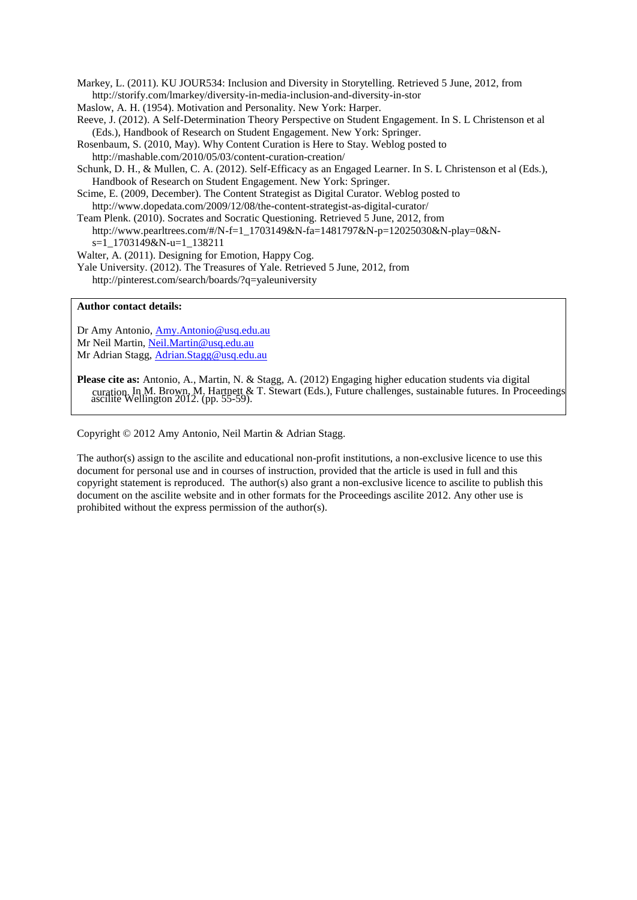Markey, L. (2011). KU JOUR534: Inclusion and Diversity in Storytelling. Retrieved 5 June, 2012, from http://storify.com/lmarkey/diversity-in-media-inclusion-and-diversity-in-stor

Maslow, A. H. (1954). Motivation and Personality. New York: Harper.

Reeve, J. (2012). A Self-Determination Theory Perspective on Student Engagement. In S. L Christenson et al (Eds.), Handbook of Research on Student Engagement. New York: Springer.

Rosenbaum, S. (2010, May). Why Content Curation is Here to Stay. Weblog posted to http://mashable.com/2010/05/03/content-curation-creation/

Schunk, D. H., & Mullen, C. A. (2012). Self-Efficacy as an Engaged Learner. In S. L Christenson et al (Eds.), Handbook of Research on Student Engagement. New York: Springer.

Scime, E. (2009, December). The Content Strategist as Digital Curator. Weblog posted to http://www.dopedata.com/2009/12/08/the-content-strategist-as-digital-curator/

Team Plenk. (2010). Socrates and Socratic Questioning. Retrieved 5 June, 2012, from http://www.pearltrees.com/#/N-f=1_1703149&N-fa=1481797&N-p=12025030&N-play=0&N-s=1_1703149&N-u=1_138211

Walter, A. (2011). Designing for Emotion, Happy Cog.

Yale University. (2012). The Treasures of Yale. Retrieved 5 June, 2012, from http://pinterest.com/search/boards/?q=yaleuniversity

**Author contact details:**

Dr Amy Antonio, Amy.Antonio@usq.edu.au
Mr Neil Martin, Neil.Martin@usq.edu.au
Mr Adrian Stagg, Adrian.Stagg@usq.edu.au

**Please cite as:** Antonio, A., Martin, N. & Stagg, A. (2012) Engaging higher education students via digital curation. In M. Brown, M. Hartnett & T. Stewart (Eds.), Future challenges, sustainable futures. In Proceedings ascilite Wellington 2012. (pp. 55-59).

Copyright © 2012 Amy Antonio, Neil Martin & Adrian Stagg.

The author(s) assign to the ascilite and educational non-profit institutions, a non-exclusive licence to use this document for personal use and in courses of instruction, provided that the article is used in full and this copyright statement is reproduced. The author(s) also grant a non-exclusive licence to ascilite to publish this document on the ascilite website and in other formats for the Proceedings ascilite 2012. Any other use is prohibited without the express permission of the author(s).